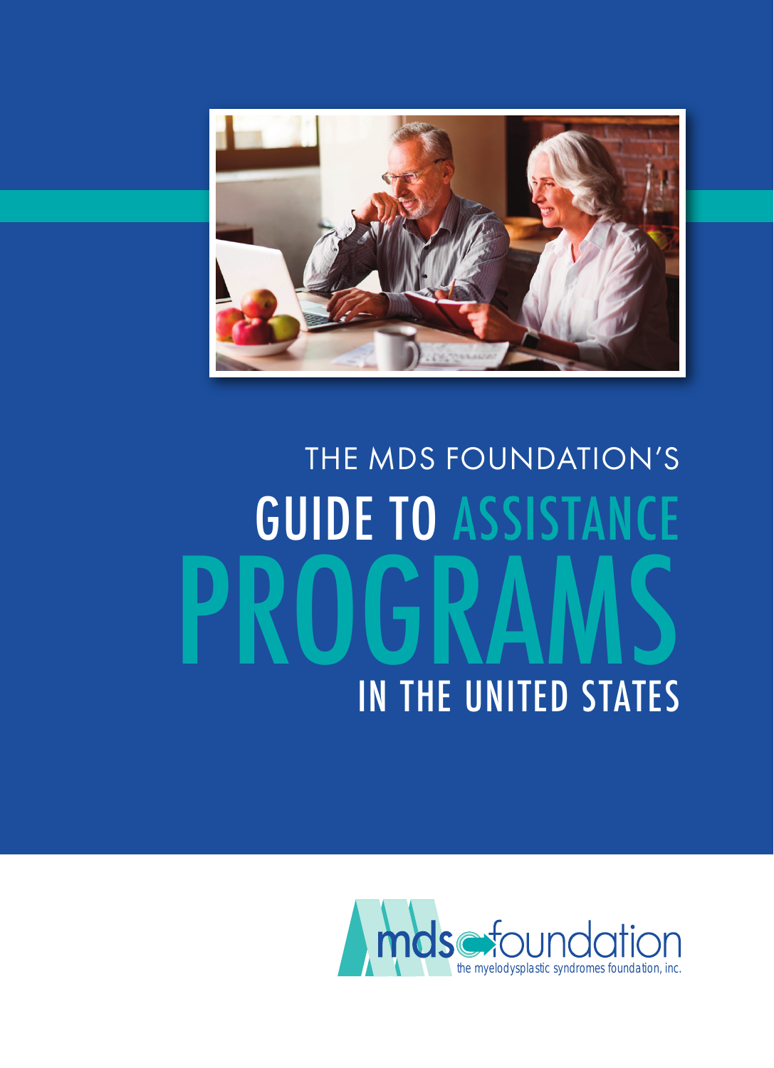THE MDS FOUNDATION'S

# GUIDE TO ASSISTANCE PROGRAMS IN THE UNITED STATES

mds foundation
the myelodysplastic syndromes foundation, inc.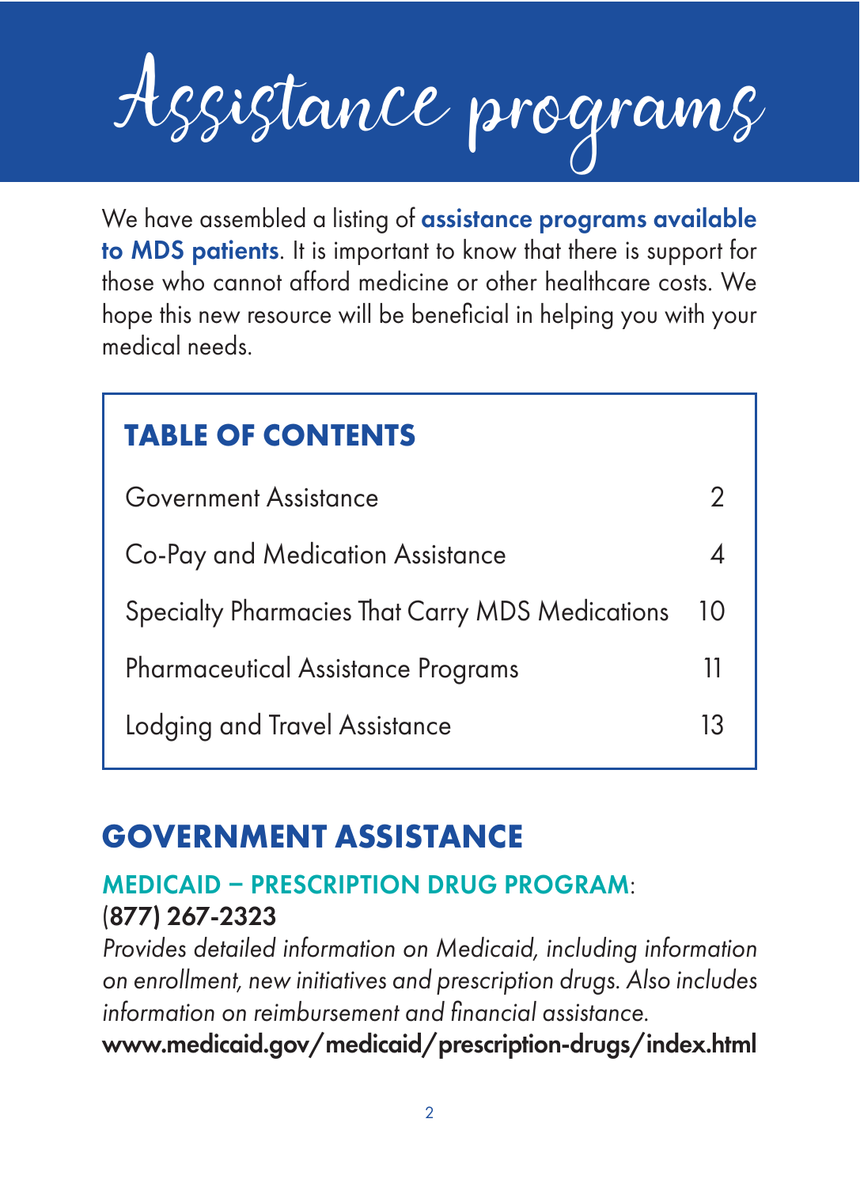# Assistance programs

We have assembled a listing of **assistance programs available to MDS patients**. It is important to know that there is support for those who cannot afford medicine or other healthcare costs. We hope this new resource will be beneficial in helping you with your medical needs.

## TABLE OF CONTENTS

| | |
|---|---|
| Government Assistance | 2 |
| Co-Pay and Medication Assistance | 4 |
| Specialty Pharmacies That Carry MDS Medications | 10 |
| Pharmaceutical Assistance Programs | 11 |
| Lodging and Travel Assistance | 13 |

## GOVERNMENT ASSISTANCE

### MEDICAID – PRESCRIPTION DRUG PROGRAM:

**(877) 267-2323**

*Provides detailed information on Medicaid, including information on enrollment, new initiatives and prescription drugs. Also includes information on reimbursement and financial assistance.*

**www.medicaid.gov/medicaid/prescription-drugs/index.html**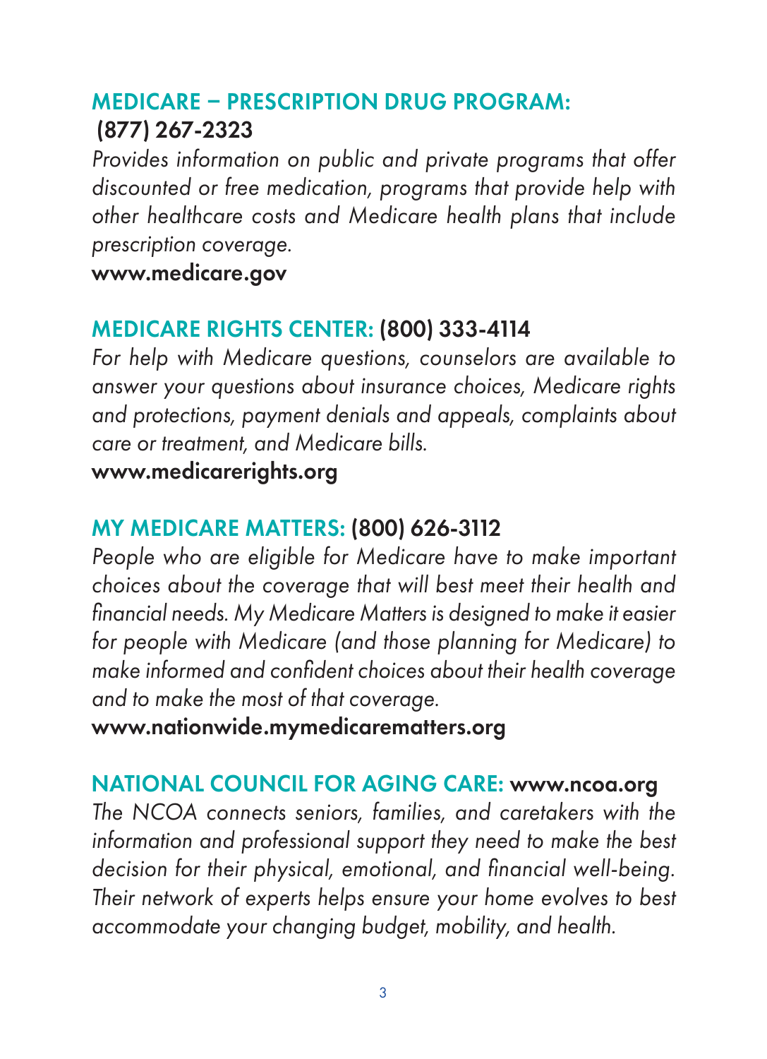## MEDICARE – PRESCRIPTION DRUG PROGRAM: (877) 267-2323

*Provides information on public and private programs that offer discounted or free medication, programs that provide help with other healthcare costs and Medicare health plans that include prescription coverage.*

**www.medicare.gov**

## MEDICARE RIGHTS CENTER: (800) 333-4114

*For help with Medicare questions, counselors are available to answer your questions about insurance choices, Medicare rights and protections, payment denials and appeals, complaints about care or treatment, and Medicare bills.*

**www.medicarerights.org**

## MY MEDICARE MATTERS: (800) 626-3112

*People who are eligible for Medicare have to make important choices about the coverage that will best meet their health and financial needs. My Medicare Matters is designed to make it easier for people with Medicare (and those planning for Medicare) to make informed and confident choices about their health coverage and to make the most of that coverage.*

**www.nationwide.mymedicarematters.org**

## NATIONAL COUNCIL FOR AGING CARE: www.ncoa.org

*The NCOA connects seniors, families, and caretakers with the information and professional support they need to make the best decision for their physical, emotional, and financial well-being. Their network of experts helps ensure your home evolves to best accommodate your changing budget, mobility, and health.*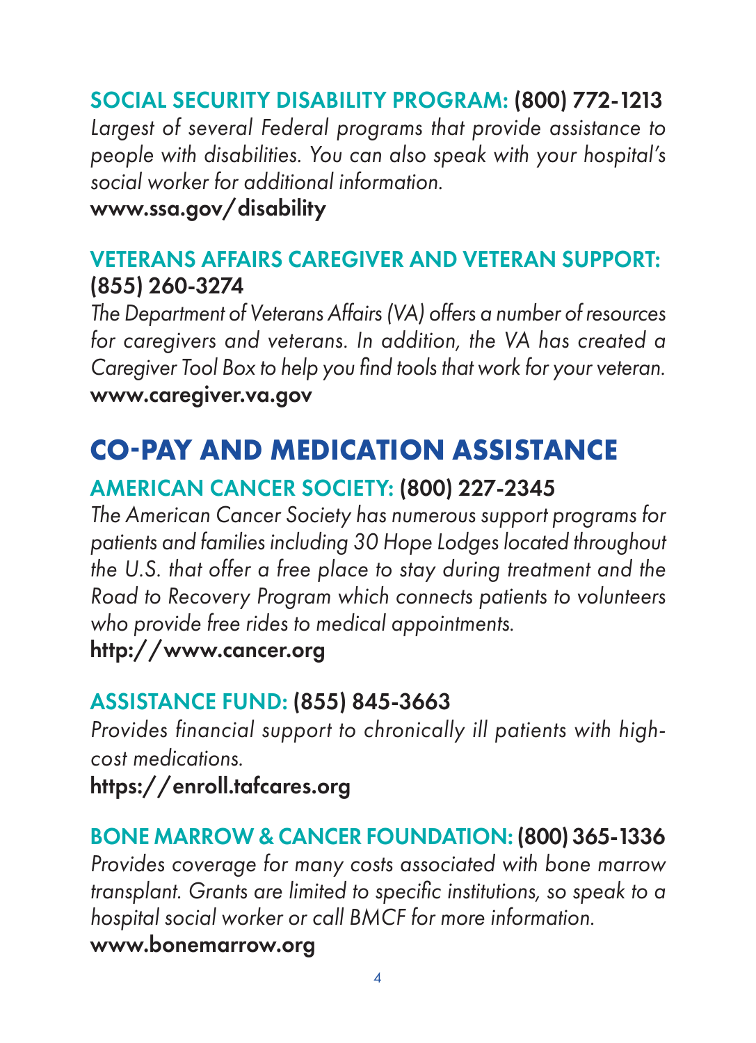### SOCIAL SECURITY DISABILITY PROGRAM: (800) 772-1213

*Largest of several Federal programs that provide assistance to people with disabilities. You can also speak with your hospital's social worker for additional information.*

**www.ssa.gov/disability**

### VETERANS AFFAIRS CAREGIVER AND VETERAN SUPPORT: (855) 260-3274

*The Department of Veterans Affairs (VA) offers a number of resources for caregivers and veterans. In addition, the VA has created a Caregiver Tool Box to help you find tools that work for your veteran.*

**www.caregiver.va.gov**

## CO-PAY AND MEDICATION ASSISTANCE

### AMERICAN CANCER SOCIETY: (800) 227-2345

*The American Cancer Society has numerous support programs for patients and families including 30 Hope Lodges located throughout the U.S. that offer a free place to stay during treatment and the Road to Recovery Program which connects patients to volunteers who provide free rides to medical appointments.*

**http://www.cancer.org**

### ASSISTANCE FUND: (855) 845-3663

*Provides financial support to chronically ill patients with high-cost medications.*

**https://enroll.tafcares.org**

### BONE MARROW & CANCER FOUNDATION: (800) 365-1336

*Provides coverage for many costs associated with bone marrow transplant. Grants are limited to specific institutions, so speak to a hospital social worker or call BMCF for more information.*

**www.bonemarrow.org**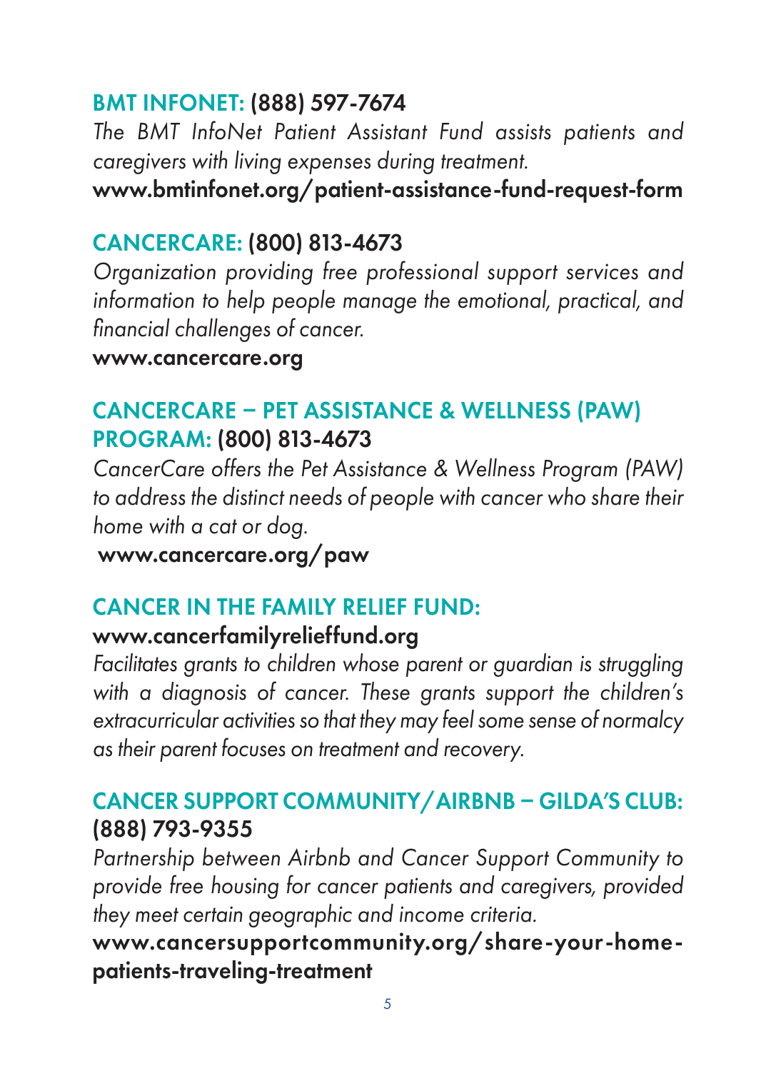## BMT INFONET: (888) 597-7674

*The BMT InfoNet Patient Assistant Fund assists patients and caregivers with living expenses during treatment.*

**www.bmtinfonet.org/patient-assistance-fund-request-form**

## CANCERCARE: (800) 813-4673

*Organization providing free professional support services and information to help people manage the emotional, practical, and financial challenges of cancer.*

**www.cancercare.org**

## CANCERCARE – PET ASSISTANCE & WELLNESS (PAW) PROGRAM: (800) 813-4673

*CancerCare offers the Pet Assistance & Wellness Program (PAW) to address the distinct needs of people with cancer who share their home with a cat or dog.*

**www.cancercare.org/paw**

## CANCER IN THE FAMILY RELIEF FUND:

**www.cancerfamilyrelieffund.org**

*Facilitates grants to children whose parent or guardian is struggling with a diagnosis of cancer. These grants support the children's extracurricular activities so that they may feel some sense of normalcy as their parent focuses on treatment and recovery.*

## CANCER SUPPORT COMMUNITY/AIRBNB – GILDA'S CLUB: (888) 793-9355

*Partnership between Airbnb and Cancer Support Community to provide free housing for cancer patients and caregivers, provided they meet certain geographic and income criteria.*

**www.cancersupportcommunity.org/share-your-home-patients-traveling-treatment**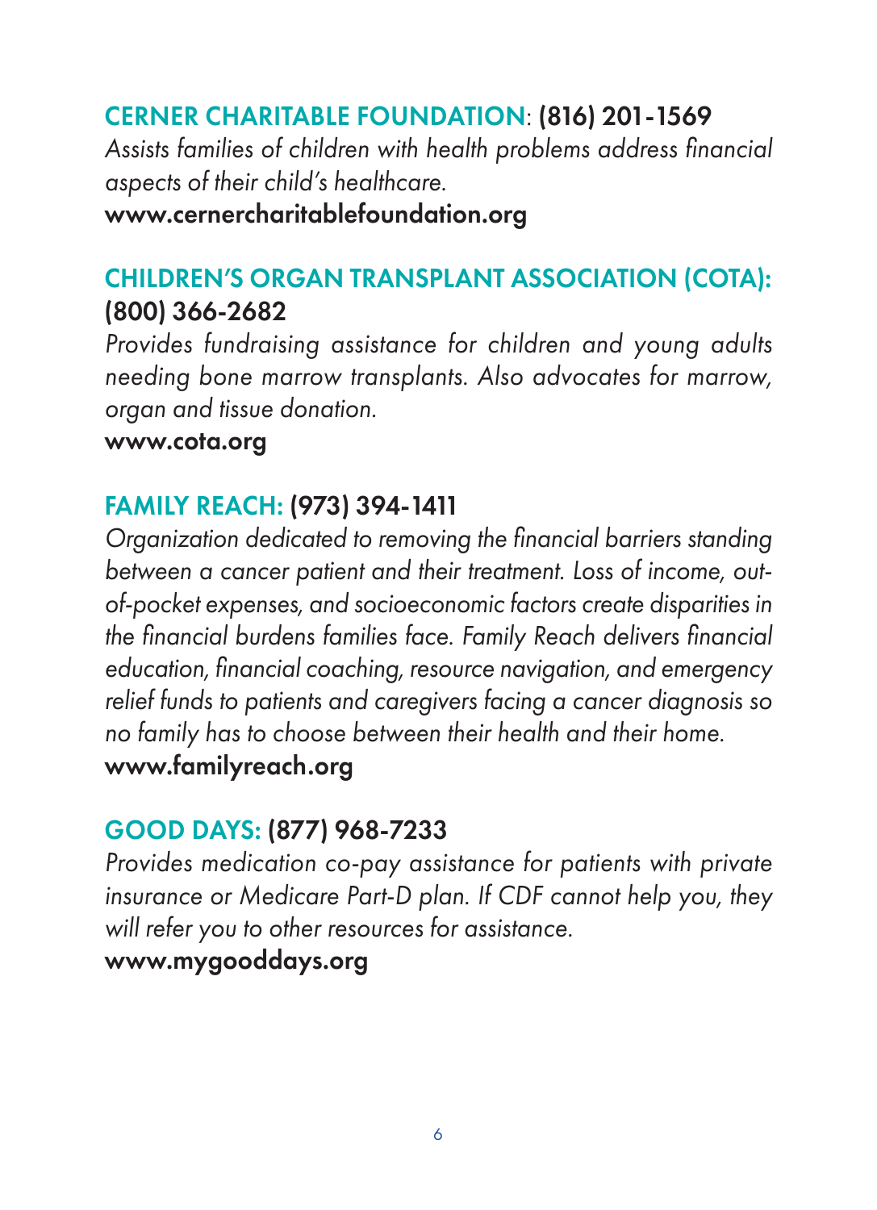## CERNER CHARITABLE FOUNDATION: (816) 201-1569

*Assists families of children with health problems address financial aspects of their child's healthcare.*

**www.cernercharitablefoundation.org**

## CHILDREN'S ORGAN TRANSPLANT ASSOCIATION (COTA): (800) 366-2682

*Provides fundraising assistance for children and young adults needing bone marrow transplants. Also advocates for marrow, organ and tissue donation.*

**www.cota.org**

## FAMILY REACH: (973) 394-1411

*Organization dedicated to removing the financial barriers standing between a cancer patient and their treatment. Loss of income, out-of-pocket expenses, and socioeconomic factors create disparities in the financial burdens families face. Family Reach delivers financial education, financial coaching, resource navigation, and emergency relief funds to patients and caregivers facing a cancer diagnosis so no family has to choose between their health and their home.*

**www.familyreach.org**

## GOOD DAYS: (877) 968-7233

*Provides medication co-pay assistance for patients with private insurance or Medicare Part-D plan. If CDF cannot help you, they will refer you to other resources for assistance.*

**www.mygooddays.org**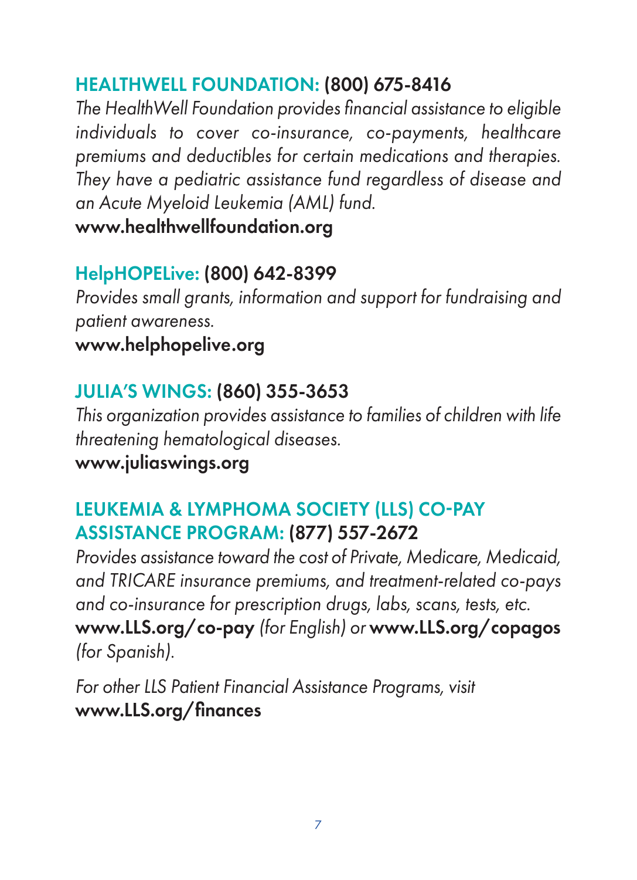**HEALTHWELL FOUNDATION: (800) 675-8416**

*The HealthWell Foundation provides financial assistance to eligible individuals to cover co-insurance, co-payments, healthcare premiums and deductibles for certain medications and therapies. They have a pediatric assistance fund regardless of disease and an Acute Myeloid Leukemia (AML) fund.*

**www.healthwellfoundation.org**

**HelpHOPELive: (800) 642-8399**

*Provides small grants, information and support for fundraising and patient awareness.*

**www.helphopelive.org**

**JULIA'S WINGS: (860) 355-3653**

*This organization provides assistance to families of children with life threatening hematological diseases.*

**www.juliaswings.org**

**LEUKEMIA & LYMPHOMA SOCIETY (LLS) CO-PAY ASSISTANCE PROGRAM: (877) 557-2672**

*Provides assistance toward the cost of Private, Medicare, Medicaid, and TRICARE insurance premiums, and treatment-related co-pays and co-insurance for prescription drugs, labs, scans, tests, etc.*

**www.LLS.org/co-pay** *(for English) or* **www.LLS.org/copagos** *(for Spanish).*

*For other LLS Patient Financial Assistance Programs, visit* **www.LLS.org/finances**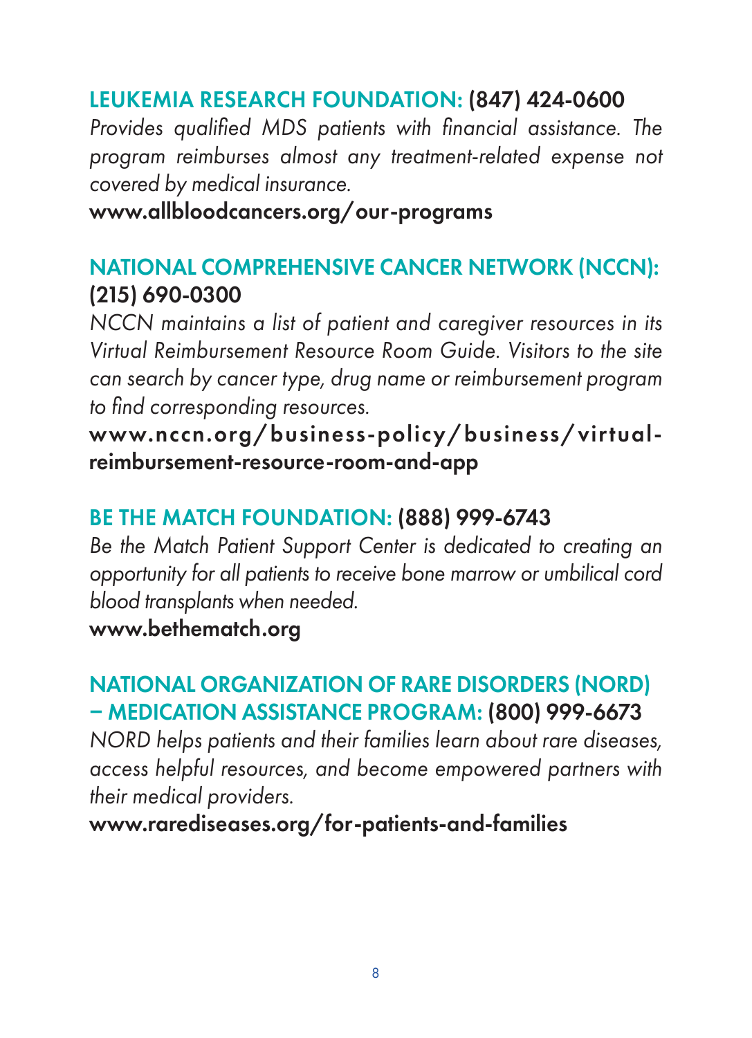**LEUKEMIA RESEARCH FOUNDATION: (847) 424-0600**

*Provides qualified MDS patients with financial assistance. The program reimburses almost any treatment-related expense not covered by medical insurance.*

**www.allbloodcancers.org/our-programs**

**NATIONAL COMPREHENSIVE CANCER NETWORK (NCCN): (215) 690-0300**

*NCCN maintains a list of patient and caregiver resources in its Virtual Reimbursement Resource Room Guide. Visitors to the site can search by cancer type, drug name or reimbursement program to find corresponding resources.*

**www.nccn.org/business-policy/business/virtual-reimbursement-resource-room-and-app**

**BE THE MATCH FOUNDATION: (888) 999-6743**

*Be the Match Patient Support Center is dedicated to creating an opportunity for all patients to receive bone marrow or umbilical cord blood transplants when needed.*

**www.bethematch.org**

**NATIONAL ORGANIZATION OF RARE DISORDERS (NORD) – MEDICATION ASSISTANCE PROGRAM: (800) 999-6673**

*NORD helps patients and their families learn about rare diseases, access helpful resources, and become empowered partners with their medical providers.*

**www.rarediseases.org/for-patients-and-families**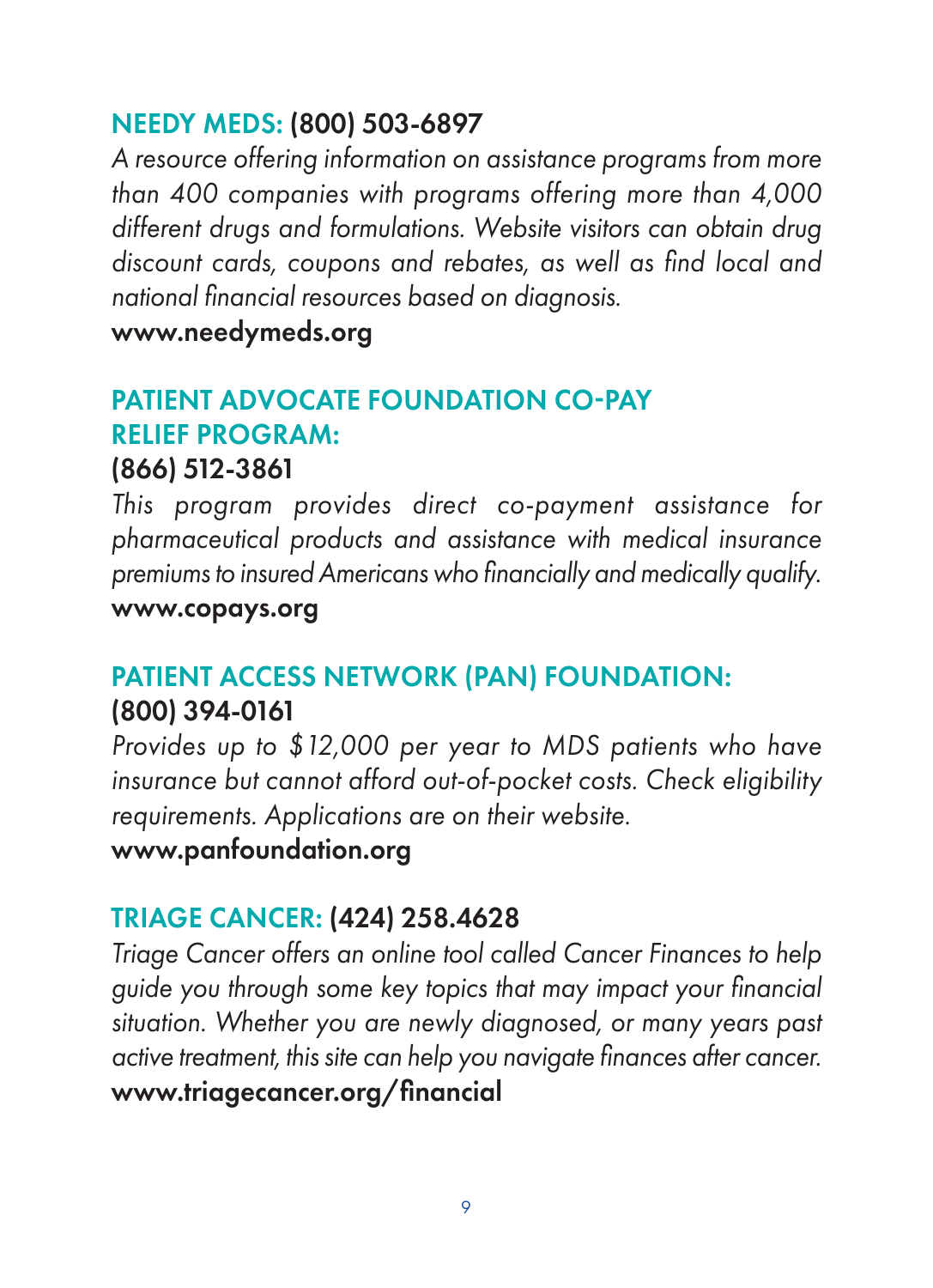**NEEDY MEDS: (800) 503-6897**

*A resource offering information on assistance programs from more than 400 companies with programs offering more than 4,000 different drugs and formulations. Website visitors can obtain drug discount cards, coupons and rebates, as well as find local and national financial resources based on diagnosis.*

**www.needymeds.org**

**PATIENT ADVOCATE FOUNDATION CO-PAY RELIEF PROGRAM:**
**(866) 512-3861**

*This program provides direct co-payment assistance for pharmaceutical products and assistance with medical insurance premiums to insured Americans who financially and medically qualify.*

**www.copays.org**

**PATIENT ACCESS NETWORK (PAN) FOUNDATION:**
**(800) 394-0161**

*Provides up to $12,000 per year to MDS patients who have insurance but cannot afford out-of-pocket costs. Check eligibility requirements. Applications are on their website.*

**www.panfoundation.org**

**TRIAGE CANCER: (424) 258.4628**

*Triage Cancer offers an online tool called Cancer Finances to help guide you through some key topics that may impact your financial situation. Whether you are newly diagnosed, or many years past active treatment, this site can help you navigate finances after cancer.*

**www.triagecancer.org/financial**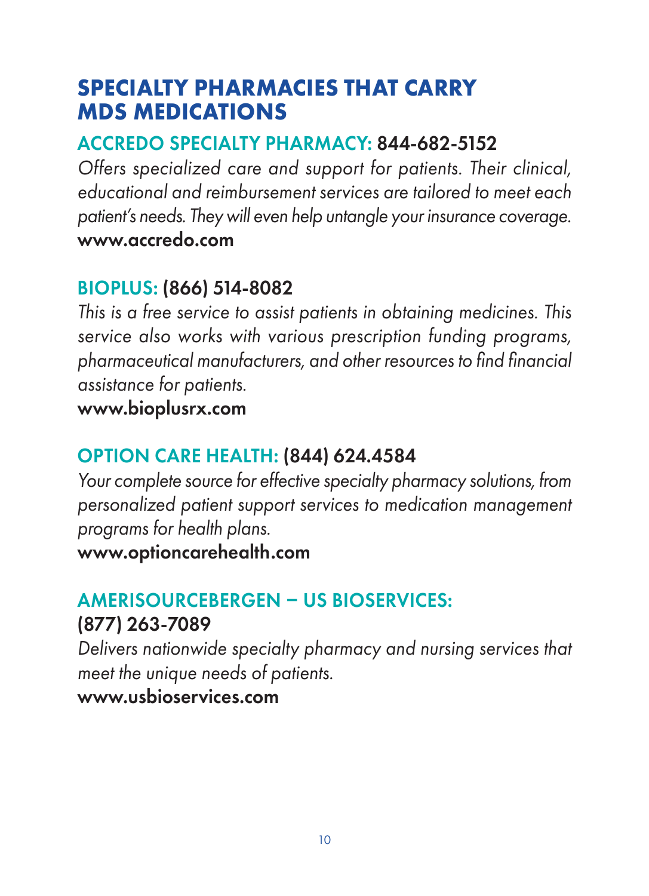# SPECIALTY PHARMACIES THAT CARRY MDS MEDICATIONS

## ACCREDO SPECIALTY PHARMACY: 844-682-5152

*Offers specialized care and support for patients. Their clinical, educational and reimbursement services are tailored to meet each patient's needs. They will even help untangle your insurance coverage.*

**www.accredo.com**

## BIOPLUS: (866) 514-8082

*This is a free service to assist patients in obtaining medicines. This service also works with various prescription funding programs, pharmaceutical manufacturers, and other resources to find financial assistance for patients.*

**www.bioplusrx.com**

## OPTION CARE HEALTH: (844) 624.4584

*Your complete source for effective specialty pharmacy solutions, from personalized patient support services to medication management programs for health plans.*

**www.optioncarehealth.com**

## AMERISOURCEBERGEN – US BIOSERVICES: (877) 263-7089

*Delivers nationwide specialty pharmacy and nursing services that meet the unique needs of patients.*

**www.usbioservices.com**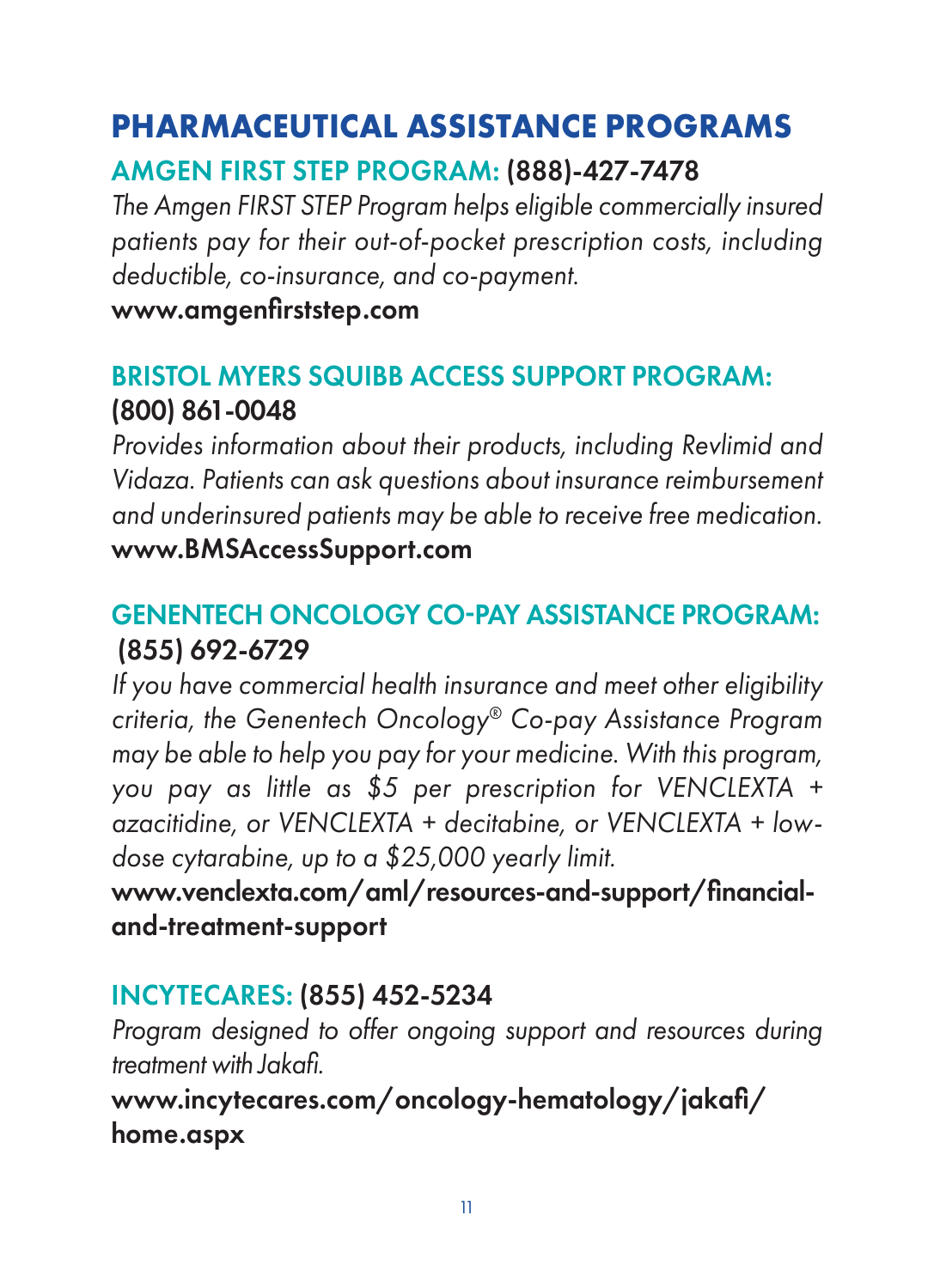# PHARMACEUTICAL ASSISTANCE PROGRAMS

## AMGEN FIRST STEP PROGRAM: (888)-427-7478

*The Amgen FIRST STEP Program helps eligible commercially insured patients pay for their out-of-pocket prescription costs, including deductible, co-insurance, and co-payment.*

**www.amgenfirststep.com**

## BRISTOL MYERS SQUIBB ACCESS SUPPORT PROGRAM: (800) 861-0048

*Provides information about their products, including Revlimid and Vidaza. Patients can ask questions about insurance reimbursement and underinsured patients may be able to receive free medication.*

**www.BMSAccessSupport.com**

## GENENTECH ONCOLOGY CO-PAY ASSISTANCE PROGRAM: (855) 692-6729

*If you have commercial health insurance and meet other eligibility criteria, the Genentech Oncology® Co-pay Assistance Program may be able to help you pay for your medicine. With this program, you pay as little as $5 per prescription for VENCLEXTA + azacitidine, or VENCLEXTA + decitabine, or VENCLEXTA + low-dose cytarabine, up to a $25,000 yearly limit.*

**www.venclexta.com/aml/resources-and-support/financial-and-treatment-support**

## INCYTECARES: (855) 452-5234

*Program designed to offer ongoing support and resources during treatment with Jakafi.*

**www.incytecares.com/oncology-hematology/jakafi/home.aspx**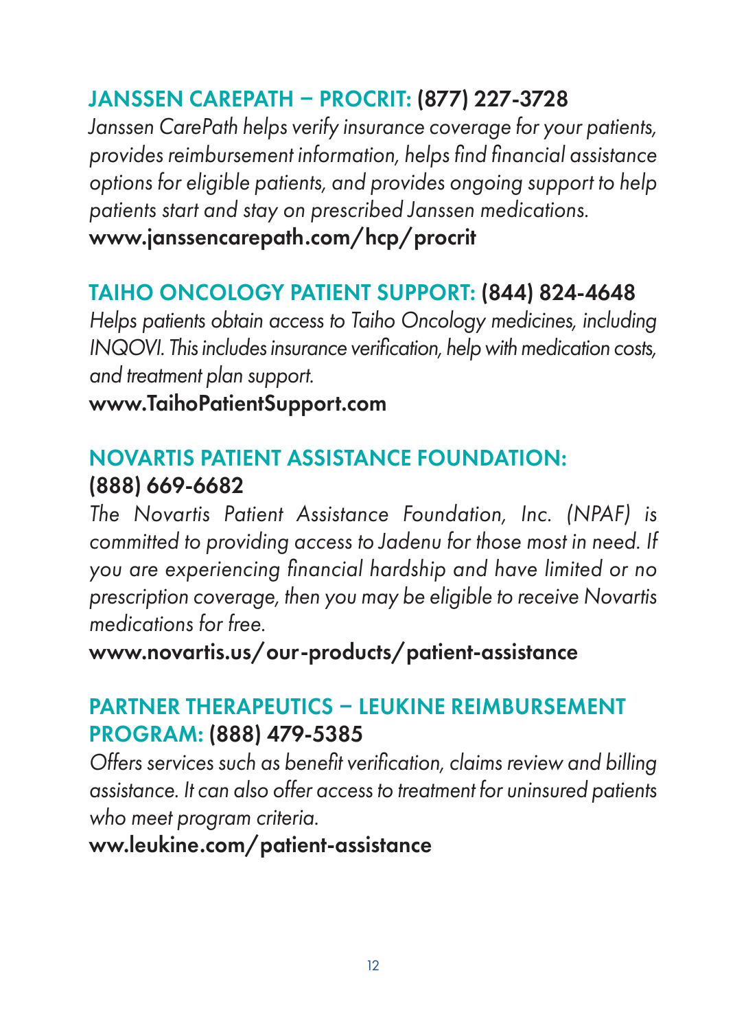### JANSSEN CAREPATH – PROCRIT: (877) 227-3728

*Janssen CarePath helps verify insurance coverage for your patients, provides reimbursement information, helps find financial assistance options for eligible patients, and provides ongoing support to help patients start and stay on prescribed Janssen medications.*

**www.janssencarepath.com/hcp/procrit**

### TAIHO ONCOLOGY PATIENT SUPPORT: (844) 824-4648

*Helps patients obtain access to Taiho Oncology medicines, including INQOVI. This includes insurance verification, help with medication costs, and treatment plan support.*

**www.TaihoPatientSupport.com**

### NOVARTIS PATIENT ASSISTANCE FOUNDATION: (888) 669-6682

*The Novartis Patient Assistance Foundation, Inc. (NPAF) is committed to providing access to Jadenu for those most in need. If you are experiencing financial hardship and have limited or no prescription coverage, then you may be eligible to receive Novartis medications for free.*

**www.novartis.us/our-products/patient-assistance**

### PARTNER THERAPEUTICS – LEUKINE REIMBURSEMENT PROGRAM: (888) 479-5385

*Offers services such as benefit verification, claims review and billing assistance. It can also offer access to treatment for uninsured patients who meet program criteria.*

**ww.leukine.com/patient-assistance**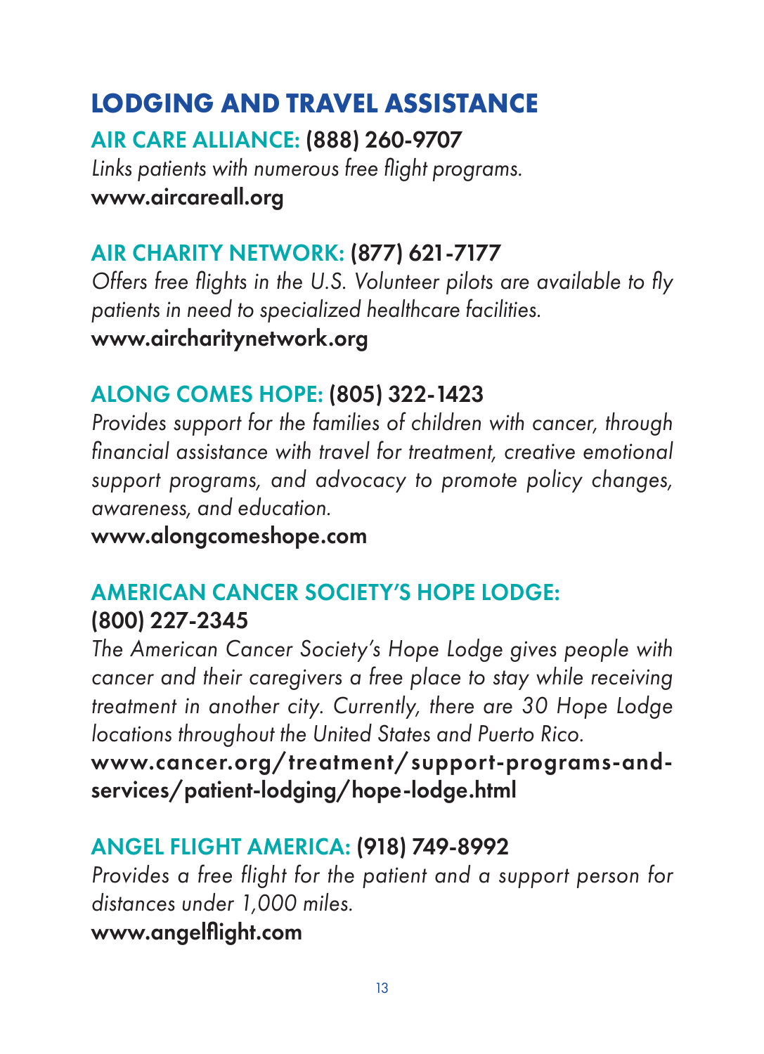# LODGING AND TRAVEL ASSISTANCE

**AIR CARE ALLIANCE: (888) 260-9707**

*Links patients with numerous free flight programs.*

**www.aircareall.org**

**AIR CHARITY NETWORK: (877) 621-7177**

*Offers free flights in the U.S. Volunteer pilots are available to fly patients in need to specialized healthcare facilities.*

**www.aircharitynetwork.org**

**ALONG COMES HOPE: (805) 322-1423**

*Provides support for the families of children with cancer, through financial assistance with travel for treatment, creative emotional support programs, and advocacy to promote policy changes, awareness, and education.*

**www.alongcomeshope.com**

**AMERICAN CANCER SOCIETY'S HOPE LODGE: (800) 227-2345**

*The American Cancer Society's Hope Lodge gives people with cancer and their caregivers a free place to stay while receiving treatment in another city. Currently, there are 30 Hope Lodge locations throughout the United States and Puerto Rico.*

**www.cancer.org/treatment/support-programs-and-services/patient-lodging/hope-lodge.html**

**ANGEL FLIGHT AMERICA: (918) 749-8992**

*Provides a free flight for the patient and a support person for distances under 1,000 miles.*

**www.angelflight.com**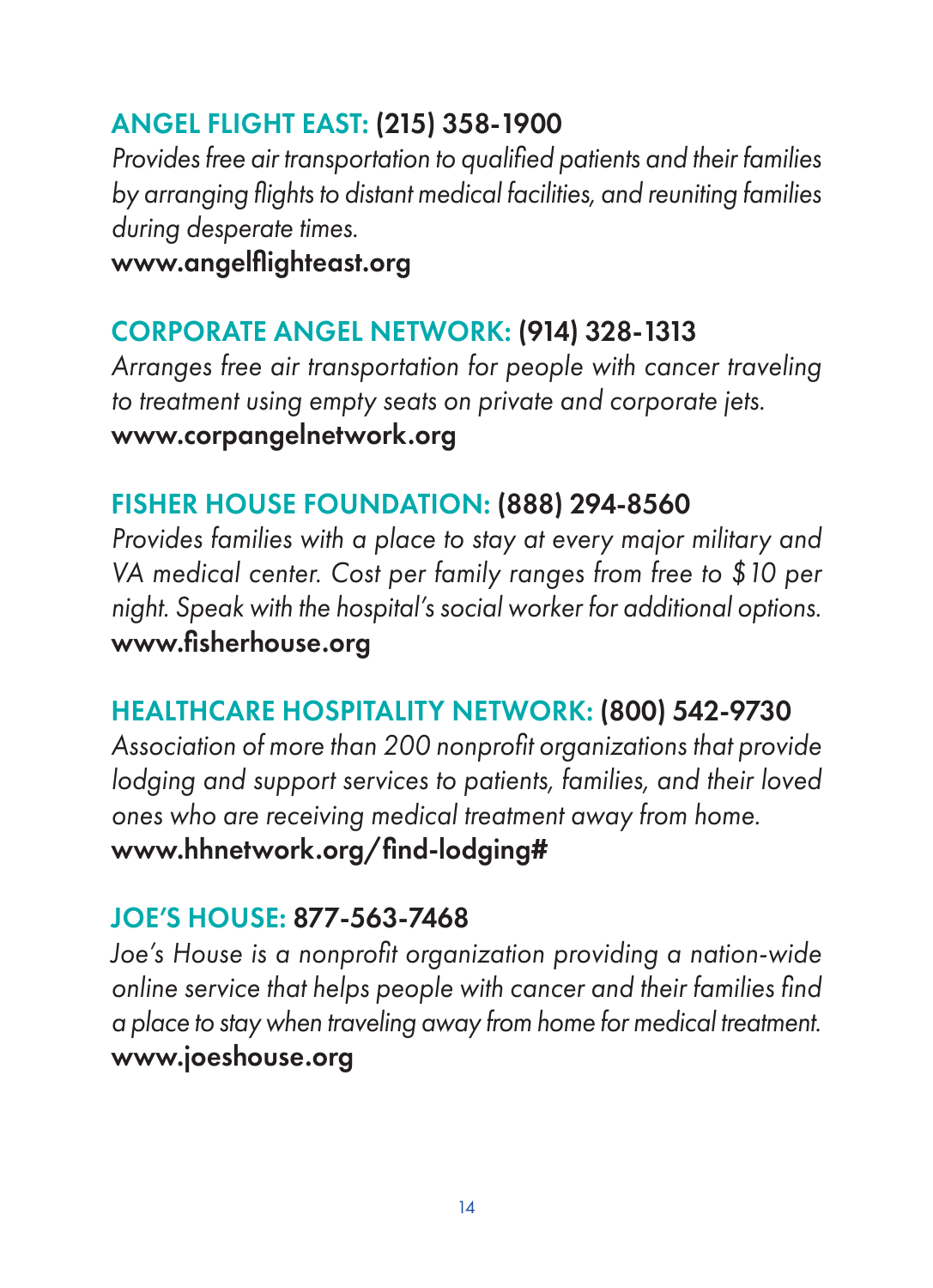**ANGEL FLIGHT EAST: (215) 358-1900**
*Provides free air transportation to qualified patients and their families by arranging flights to distant medical facilities, and reuniting families during desperate times.*
**www.angelflighteast.org**

**CORPORATE ANGEL NETWORK: (914) 328-1313**
*Arranges free air transportation for people with cancer traveling to treatment using empty seats on private and corporate jets.*
**www.corpangelnetwork.org**

**FISHER HOUSE FOUNDATION: (888) 294-8560**
*Provides families with a place to stay at every major military and VA medical center. Cost per family ranges from free to $10 per night. Speak with the hospital's social worker for additional options.*
**www.fisherhouse.org**

**HEALTHCARE HOSPITALITY NETWORK: (800) 542-9730**
*Association of more than 200 nonprofit organizations that provide lodging and support services to patients, families, and their loved ones who are receiving medical treatment away from home.*
**www.hhnetwork.org/find-lodging#**

**JOE'S HOUSE: 877-563-7468**
*Joe's House is a nonprofit organization providing a nation-wide online service that helps people with cancer and their families find a place to stay when traveling away from home for medical treatment.*
**www.joeshouse.org**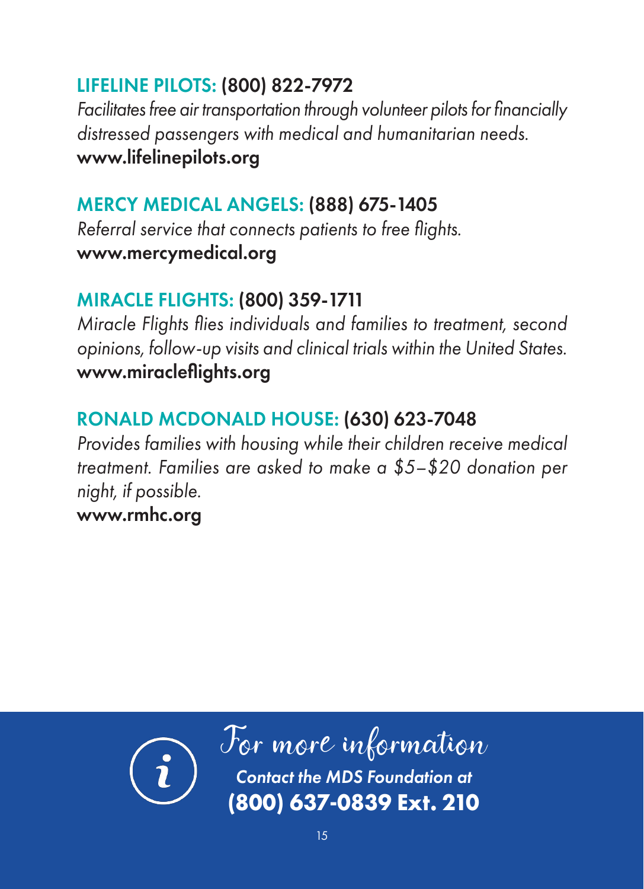**LIFELINE PILOTS: (800) 822-7972**

*Facilitates free air transportation through volunteer pilots for financially distressed passengers with medical and humanitarian needs.*

**www.lifelinepilots.org**

**MERCY MEDICAL ANGELS: (888) 675-1405**

*Referral service that connects patients to free flights.*

**www.mercymedical.org**

**MIRACLE FLIGHTS: (800) 359-1711**

*Miracle Flights flies individuals and families to treatment, second opinions, follow-up visits and clinical trials within the United States.*

**www.miracleflights.org**

**RONALD MCDONALD HOUSE: (630) 623-7048**

*Provides families with housing while their children receive medical treatment. Families are asked to make a $5–$20 donation per night, if possible.*

**www.rmhc.org**

For more information

***Contact the MDS Foundation at***

**(800) 637-0839 Ext. 210**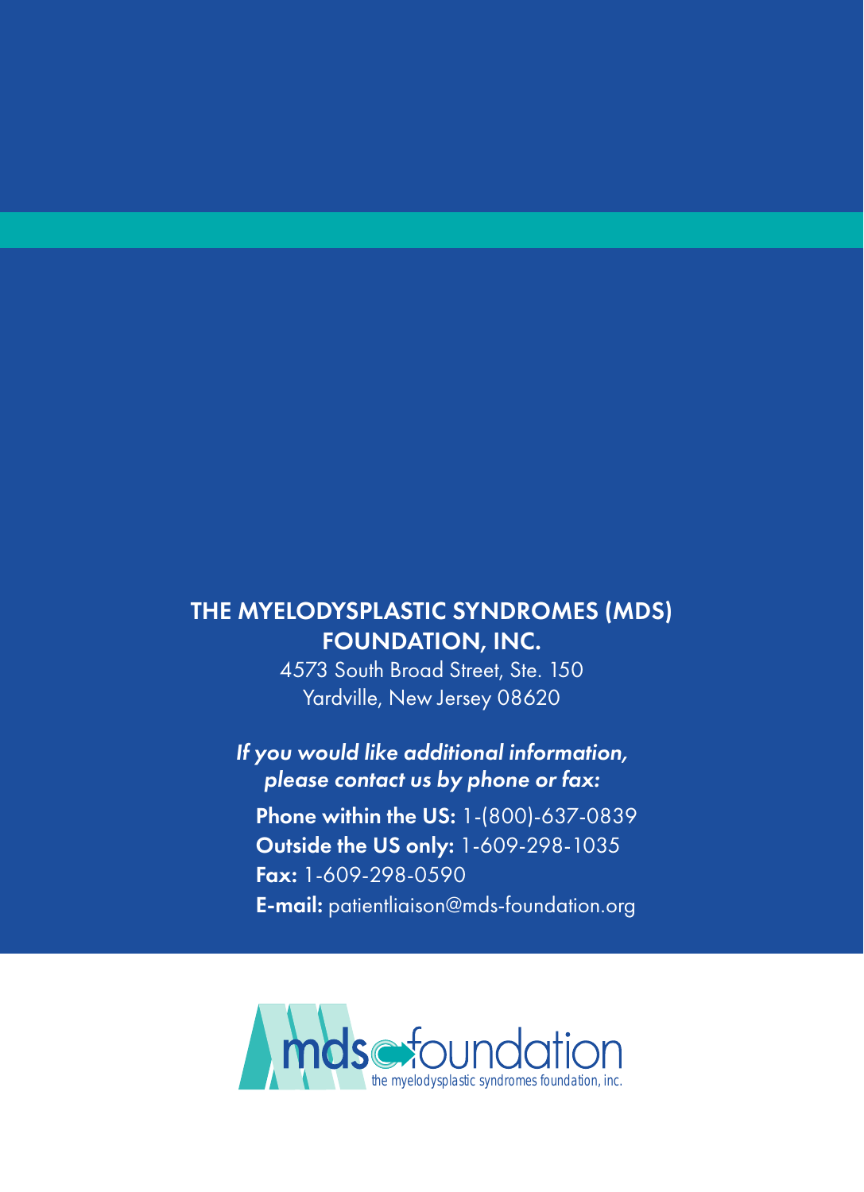## THE MYELODYSPLASTIC SYNDROMES (MDS) FOUNDATION, INC.

4573 South Broad Street, Ste. 150
Yardville, New Jersey 08620

***If you would like additional information, please contact us by phone or fax:***

**Phone within the US:** 1-(800)-637-0839
**Outside the US only:** 1-609-298-1035
**Fax:** 1-609-298-0590
**E-mail:** patientliaison@mds-foundation.org

mds foundation
the myelodysplastic syndromes foundation, inc.